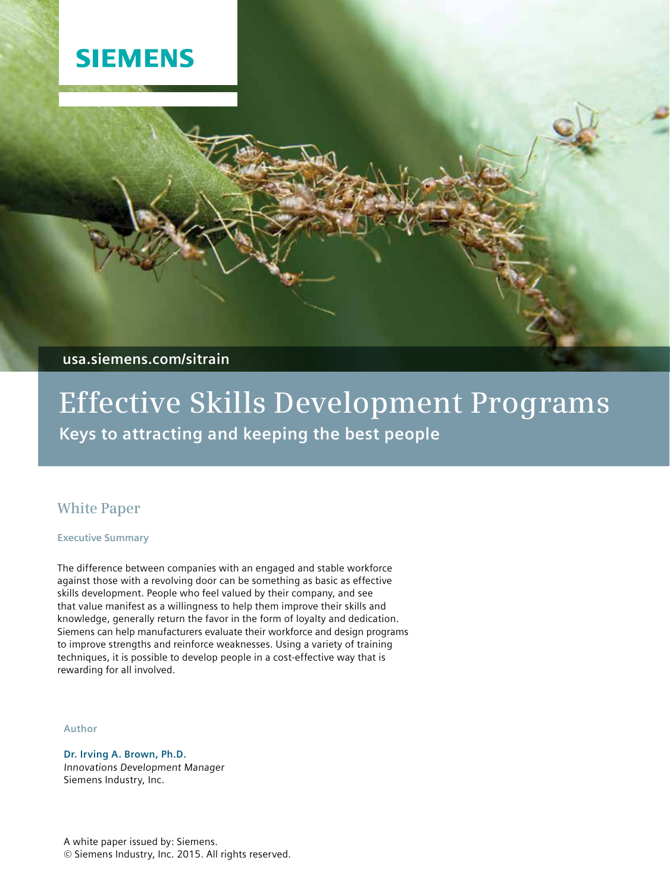SIEMENS

usa.siemens.com/sitrain

# Effective Skills Development Programs

## Keys to attracting and keeping the best people

### White Paper

**Executive Summary**

The difference between companies with an engaged and stable workforce against those with a revolving door can be something as basic as effective skills development. People who feel valued by their company, and see that value manifest as a willingness to help them improve their skills and knowledge, generally return the favor in the form of loyalty and dedication. Siemens can help manufacturers evaluate their workforce and design programs to improve strengths and reinforce weaknesses. Using a variety of training techniques, it is possible to develop people in a cost-effective way that is rewarding for all involved.

Author

**Dr. Irving A. Brown, Ph.D.**
*Innovations Development Manager*
Siemens Industry, Inc.

A white paper issued by: Siemens.
© Siemens Industry, Inc. 2015. All rights reserved.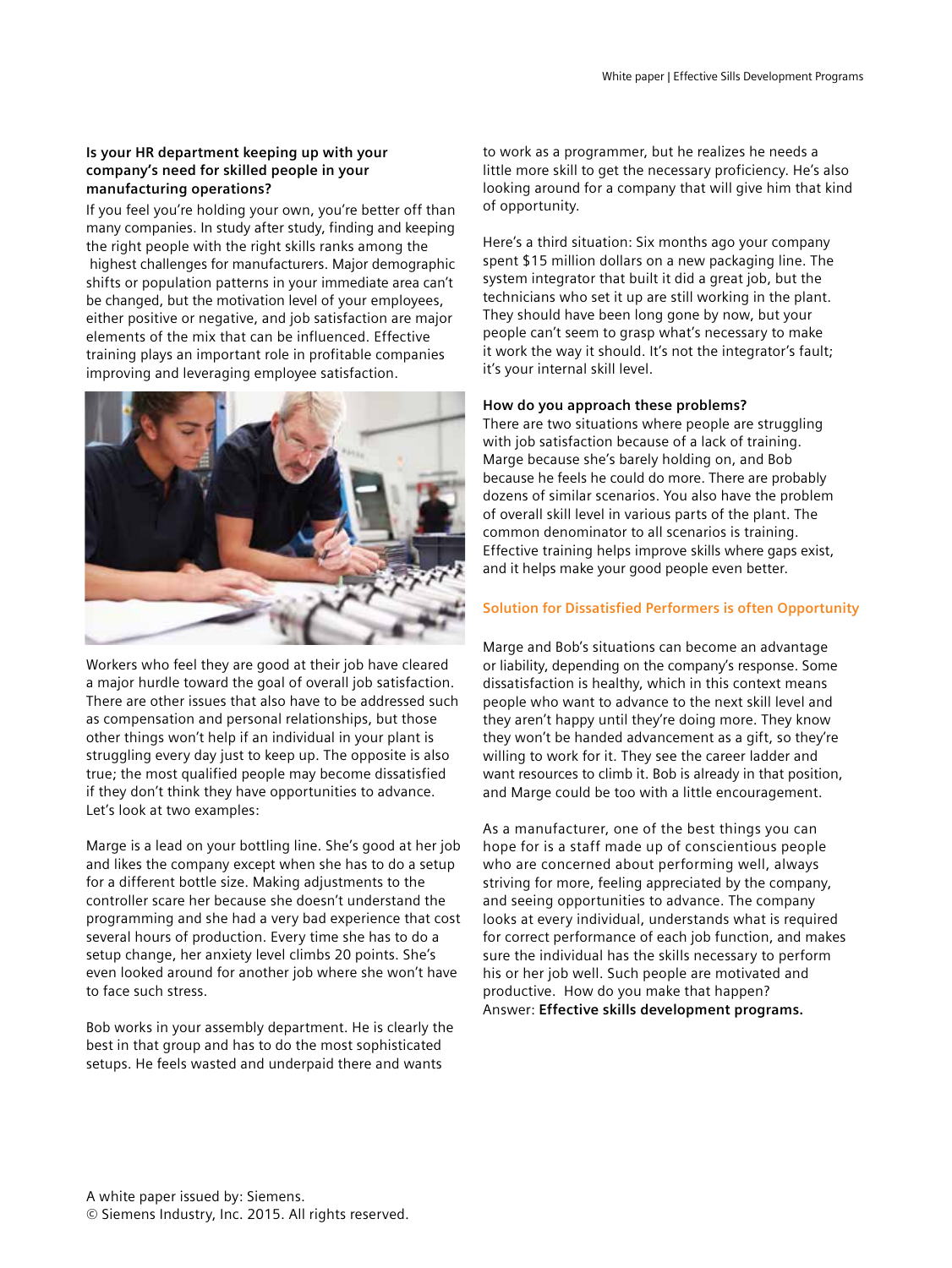**Is your HR department keeping up with your company's need for skilled people in your manufacturing operations?**

If you feel you're holding your own, you're better off than many companies. In study after study, finding and keeping the right people with the right skills ranks among the highest challenges for manufacturers. Major demographic shifts or population patterns in your immediate area can't be changed, but the motivation level of your employees, either positive or negative, and job satisfaction are major elements of the mix that can be influenced. Effective training plays an important role in profitable companies improving and leveraging employee satisfaction.

Workers who feel they are good at their job have cleared a major hurdle toward the goal of overall job satisfaction. There are other issues that also have to be addressed such as compensation and personal relationships, but those other things won't help if an individual in your plant is struggling every day just to keep up. The opposite is also true; the most qualified people may become dissatisfied if they don't think they have opportunities to advance. Let's look at two examples:

Marge is a lead on your bottling line. She's good at her job and likes the company except when she has to do a setup for a different bottle size. Making adjustments to the controller scare her because she doesn't understand the programming and she had a very bad experience that cost several hours of production. Every time she has to do a setup change, her anxiety level climbs 20 points. She's even looked around for another job where she won't have to face such stress.

Bob works in your assembly department. He is clearly the best in that group and has to do the most sophisticated setups. He feels wasted and underpaid there and wants to work as a programmer, but he realizes he needs a little more skill to get the necessary proficiency. He's also looking around for a company that will give him that kind of opportunity.

Here's a third situation: Six months ago your company spent $15 million dollars on a new packaging line. The system integrator that built it did a great job, but the technicians who set it up are still working in the plant. They should have been long gone by now, but your people can't seem to grasp what's necessary to make it work the way it should. It's not the integrator's fault; it's your internal skill level.

**How do you approach these problems?**

There are two situations where people are struggling with job satisfaction because of a lack of training. Marge because she's barely holding on, and Bob because he feels he could do more. There are probably dozens of similar scenarios. You also have the problem of overall skill level in various parts of the plant. The common denominator to all scenarios is training. Effective training helps improve skills where gaps exist, and it helps make your good people even better.

## Solution for Dissatisfied Performers is often Opportunity

Marge and Bob's situations can become an advantage or liability, depending on the company's response. Some dissatisfaction is healthy, which in this context means people who want to advance to the next skill level and they aren't happy until they're doing more. They know they won't be handed advancement as a gift, so they're willing to work for it. They see the career ladder and want resources to climb it. Bob is already in that position, and Marge could be too with a little encouragement.

As a manufacturer, one of the best things you can hope for is a staff made up of conscientious people who are concerned about performing well, always striving for more, feeling appreciated by the company, and seeing opportunities to advance. The company looks at every individual, understands what is required for correct performance of each job function, and makes sure the individual has the skills necessary to perform his or her job well. Such people are motivated and productive. How do you make that happen?
Answer: **Effective skills development programs.**

A white paper issued by: Siemens.
© Siemens Industry, Inc. 2015. All rights reserved.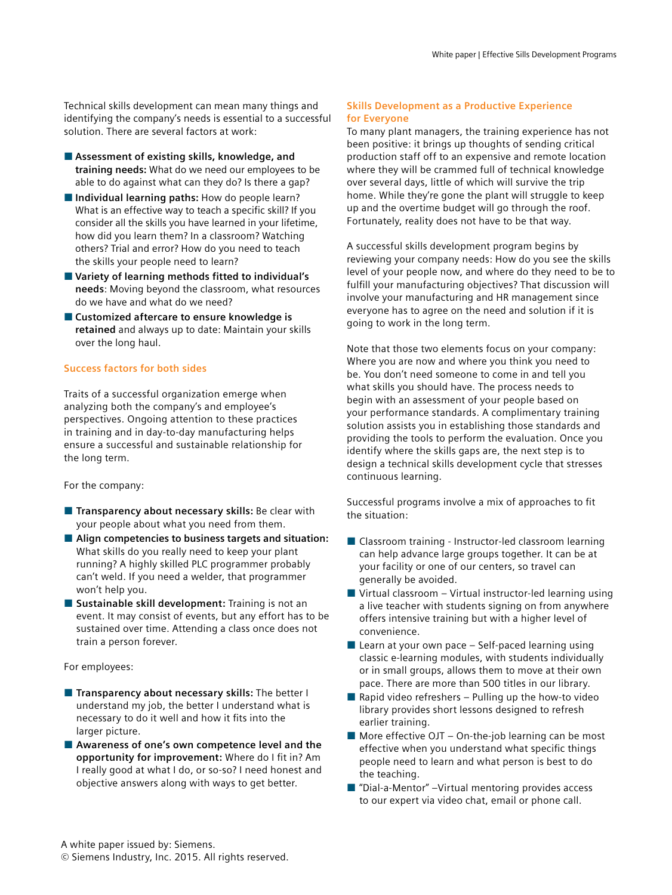Technical skills development can mean many things and identifying the company's needs is essential to a successful solution. There are several factors at work:

- **Assessment of existing skills, knowledge, and training needs:** What do we need our employees to be able to do against what can they do? Is there a gap?
- **Individual learning paths:** How do people learn? What is an effective way to teach a specific skill? If you consider all the skills you have learned in your lifetime, how did you learn them? In a classroom? Watching others? Trial and error? How do you need to teach the skills your people need to learn?
- **Variety of learning methods fitted to individual's needs**: Moving beyond the classroom, what resources do we have and what do we need?
- **Customized aftercare to ensure knowledge is retained** and always up to date: Maintain your skills over the long haul.

## Success factors for both sides

Traits of a successful organization emerge when analyzing both the company's and employee's perspectives. Ongoing attention to these practices in training and in day-to-day manufacturing helps ensure a successful and sustainable relationship for the long term.

For the company:

- **Transparency about necessary skills:** Be clear with your people about what you need from them.
- **Align competencies to business targets and situation:** What skills do you really need to keep your plant running? A highly skilled PLC programmer probably can't weld. If you need a welder, that programmer won't help you.
- **Sustainable skill development:** Training is not an event. It may consist of events, but any effort has to be sustained over time. Attending a class once does not train a person forever.

For employees:

- **Transparency about necessary skills:** The better I understand my job, the better I understand what is necessary to do it well and how it fits into the larger picture.
- **Awareness of one's own competence level and the opportunity for improvement:** Where do I fit in? Am I really good at what I do, or so-so? I need honest and objective answers along with ways to get better.

## Skills Development as a Productive Experience for Everyone

To many plant managers, the training experience has not been positive: it brings up thoughts of sending critical production staff off to an expensive and remote location where they will be crammed full of technical knowledge over several days, little of which will survive the trip home. While they're gone the plant will struggle to keep up and the overtime budget will go through the roof. Fortunately, reality does not have to be that way.

A successful skills development program begins by reviewing your company needs: How do you see the skills level of your people now, and where do they need to be to fulfill your manufacturing objectives? That discussion will involve your manufacturing and HR management since everyone has to agree on the need and solution if it is going to work in the long term.

Note that those two elements focus on your company: Where you are now and where you think you need to be. You don't need someone to come in and tell you what skills you should have. The process needs to begin with an assessment of your people based on your performance standards. A complimentary training solution assists you in establishing those standards and providing the tools to perform the evaluation. Once you identify where the skills gaps are, the next step is to design a technical skills development cycle that stresses continuous learning.

Successful programs involve a mix of approaches to fit the situation:

- Classroom training - Instructor-led classroom learning can help advance large groups together. It can be at your facility or one of our centers, so travel can generally be avoided.
- Virtual classroom – Virtual instructor-led learning using a live teacher with students signing on from anywhere offers intensive training but with a higher level of convenience.
- Learn at your own pace – Self-paced learning using classic e-learning modules, with students individually or in small groups, allows them to move at their own pace. There are more than 500 titles in our library.
- Rapid video refreshers – Pulling up the how-to video library provides short lessons designed to refresh earlier training.
- More effective OJT – On-the-job learning can be most effective when you understand what specific things people need to learn and what person is best to do the teaching.
- "Dial-a-Mentor" –Virtual mentoring provides access to our expert via video chat, email or phone call.

A white paper issued by: Siemens.
© Siemens Industry, Inc. 2015. All rights reserved.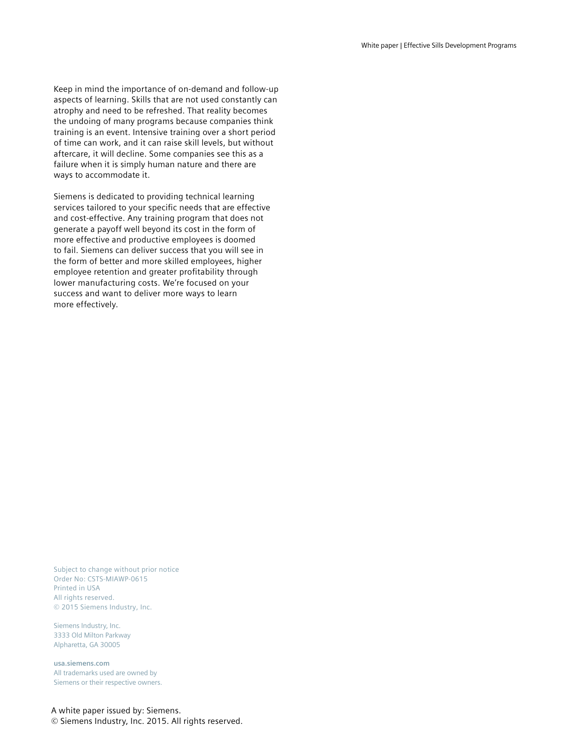Keep in mind the importance of on-demand and follow-up aspects of learning. Skills that are not used constantly can atrophy and need to be refreshed. That reality becomes the undoing of many programs because companies think training is an event. Intensive training over a short period of time can work, and it can raise skill levels, but without aftercare, it will decline. Some companies see this as a failure when it is simply human nature and there are ways to accommodate it.

Siemens is dedicated to providing technical learning services tailored to your specific needs that are effective and cost-effective. Any training program that does not generate a payoff well beyond its cost in the form of more effective and productive employees is doomed to fail. Siemens can deliver success that you will see in the form of better and more skilled employees, higher employee retention and greater profitability through lower manufacturing costs. We're focused on your success and want to deliver more ways to learn more effectively.

Subject to change without prior notice
Order No: CSTS-MIAWP-0615
Printed in USA
All rights reserved.
© 2015 Siemens Industry, Inc.

Siemens Industry, Inc.
3333 Old Milton Parkway
Alpharetta, GA 30005

**usa.siemens.com**
All trademarks used are owned by Siemens or their respective owners.

A white paper issued by: Siemens.
© Siemens Industry, Inc. 2015. All rights reserved.